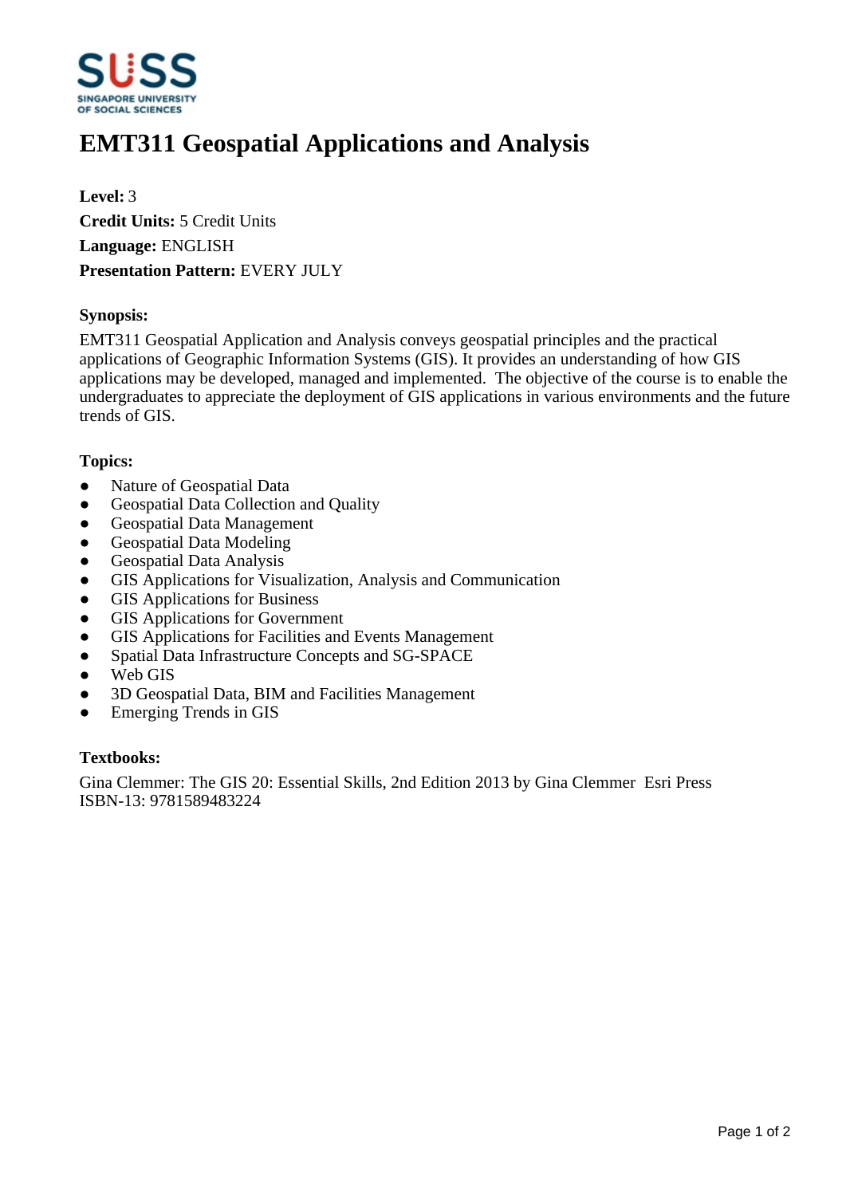# EMT311 Geospatial Applications and Analysis

**Level:** 3
**Credit Units:** 5 Credit Units
**Language:** ENGLISH
**Presentation Pattern:** EVERY JULY

**Synopsis:**

EMT311 Geospatial Application and Analysis conveys geospatial principles and the practical applications of Geographic Information Systems (GIS). It provides an understanding of how GIS applications may be developed, managed and implemented. The objective of the course is to enable the undergraduates to appreciate the deployment of GIS applications in various environments and the future trends of GIS.

**Topics:**

- Nature of Geospatial Data
- Geospatial Data Collection and Quality
- Geospatial Data Management
- Geospatial Data Modeling
- Geospatial Data Analysis
- GIS Applications for Visualization, Analysis and Communication
- GIS Applications for Business
- GIS Applications for Government
- GIS Applications for Facilities and Events Management
- Spatial Data Infrastructure Concepts and SG-SPACE
- Web GIS
- 3D Geospatial Data, BIM and Facilities Management
- Emerging Trends in GIS

**Textbooks:**

Gina Clemmer: The GIS 20: Essential Skills, 2nd Edition 2013 by Gina Clemmer Esri Press
ISBN-13: 9781589483224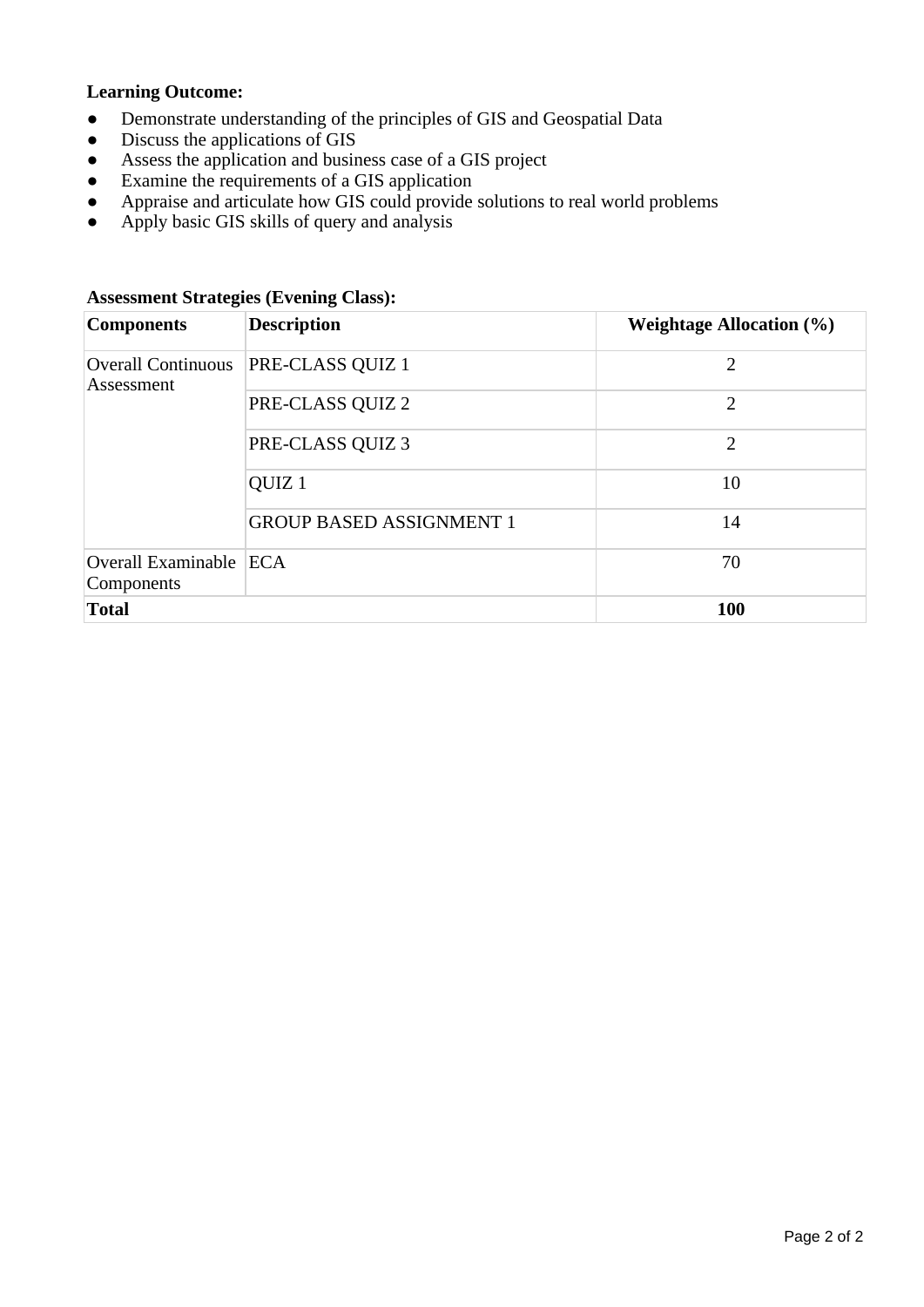**Learning Outcome:**

- Demonstrate understanding of the principles of GIS and Geospatial Data
- Discuss the applications of GIS
- Assess the application and business case of a GIS project
- Examine the requirements of a GIS application
- Appraise and articulate how GIS could provide solutions to real world problems
- Apply basic GIS skills of query and analysis

**Assessment Strategies (Evening Class):**

| **Components** | **Description** | **Weightage Allocation (%)** |
|---|---|---|
| Overall Continuous Assessment | PRE-CLASS QUIZ 1 | 2 |
| | PRE-CLASS QUIZ 2 | 2 |
| | PRE-CLASS QUIZ 3 | 2 |
| | QUIZ 1 | 10 |
| | GROUP BASED ASSIGNMENT 1 | 14 |
| Overall Examinable Components | ECA | 70 |
| **Total** | | **100** |